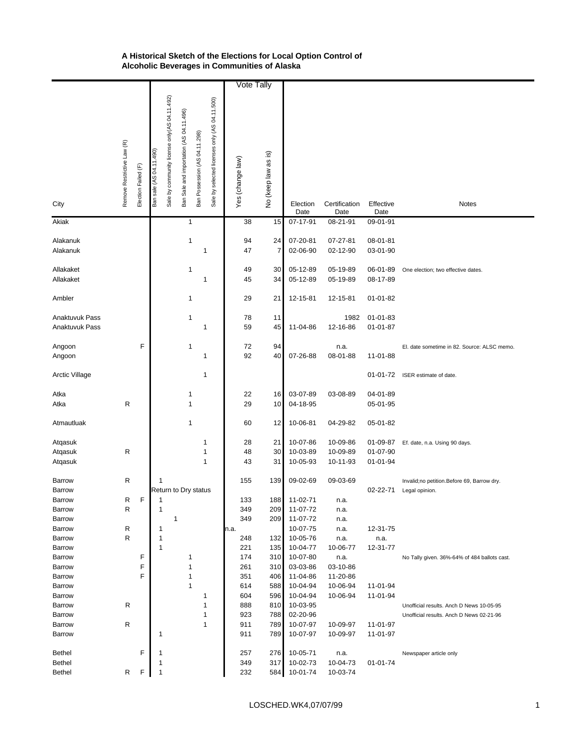**A Historical Sketch of the Elections for Local Option Control of Alcoholic Beverages in Communities of Alaska**

| City | Remove Restrictive Law (R) | Election Failed (F) | Ban sale (AS 04.11.490) | Sale by community license only (AS 04.11.492) | Ban Sale and importation (AS 04.11.496) | Ban Possession (AS 04.11.298) | Sale by selected licenses only (AS 04.11.500) | Vote Tally: Yes (change law) | Vote Tally: No (keep law as is) | Election Date | Certification Date | Effective Date | Notes |
|---|---|---|---|---|---|---|---|---|---|---|---|---|---|
| Akiak | | | | | 1 | | | 38 | 15 | 07-17-91 | 08-21-91 | 09-01-91 | |
| Alakanuk | | | | | 1 | | | 94 | 24 | 07-20-81 | 07-27-81 | 08-01-81 | |
| Alakanuk | | | | | | 1 | | 47 | 7 | 02-06-90 | 02-12-90 | 03-01-90 | |
| Allakaket | | | | | 1 | | | 49 | 30 | 05-12-89 | 05-19-89 | 06-01-89 | One election; two effective dates. |
| Allakaket | | | | | | 1 | | 45 | 34 | 05-12-89 | 05-19-89 | 08-17-89 | |
| Ambler | | | | | 1 | | | 29 | 21 | 12-15-81 | 12-15-81 | 01-01-82 | |
| Anaktuvuk Pass | | | | | 1 | | | 78 | 11 | | 1982 | 01-01-83 | |
| Anaktuvuk Pass | | | | | | 1 | | 59 | 45 | 11-04-86 | 12-16-86 | 01-01-87 | |
| Angoon | | F | | | 1 | | | 72 | 94 | | n.a. | | El. date sometime in 82. Source: ALSC memo. |
| Angoon | | | | | | 1 | | 92 | 40 | 07-26-88 | 08-01-88 | 11-01-88 | |
| Arctic Village | | | | | | 1 | | | | | | 01-01-72 | ISER estimate of date. |
| Atka | | | | | 1 | | | 22 | 16 | 03-07-89 | 03-08-89 | 04-01-89 | |
| Atka | R | | | | 1 | | | 29 | 10 | 04-18-95 | | 05-01-95 | |
| Atmautluak | | | | | 1 | | | 60 | 12 | 10-06-81 | 04-29-82 | 05-01-82 | |
| Atqasuk | | | | | | 1 | | 28 | 21 | 10-07-86 | 10-09-86 | 01-09-87 | Ef. date, n.a. Using 90 days. |
| Atqasuk | R | | | | | 1 | | 48 | 30 | 10-03-89 | 10-09-89 | 01-07-90 | |
| Atqasuk | | | | | | 1 | | 43 | 31 | 10-05-93 | 10-11-93 | 01-01-94 | |
| Barrow | R | | 1 | | | | | 155 | 139 | 09-02-69 | 09-03-69 | | Invalid;no petition.Before 69, Barrow dry. |
| Barrow | | | Return to Dry status | | | | | | | | | 02-22-71 | Legal opinion. |
| Barrow | R | F | 1 | | | | | 133 | 188 | 11-02-71 | n.a. | | |
| Barrow | R | | 1 | | | | | 349 | 209 | 11-07-72 | n.a. | | |
| Barrow | | | | 1 | | | | 349 | 209 | 11-07-72 | n.a. | | |
| Barrow | R | | 1 | | | | | n.a. | | 10-07-75 | n.a. | 12-31-75 | |
| Barrow | R | | 1 | | | | | 248 | 132 | 10-05-76 | n.a. | n.a. | |
| Barrow | | | 1 | | | | | 221 | 135 | 10-04-77 | 10-06-77 | 12-31-77 | |
| Barrow | | F | | | 1 | | | 174 | 310 | 10-07-80 | n.a. | | No Tally given. 36%-64% of 484 ballots cast. |
| Barrow | | F | | | 1 | | | 261 | 310 | 03-03-86 | 03-10-86 | | |
| Barrow | | F | | | 1 | | | 351 | 406 | 11-04-86 | 11-20-86 | | |
| Barrow | | | | | 1 | | | 614 | 588 | 10-04-94 | 10-06-94 | 11-01-94 | |
| Barrow | | | | | | 1 | | 604 | 596 | 10-04-94 | 10-06-94 | 11-01-94 | |
| Barrow | R | | | | | 1 | | 888 | 810 | 10-03-95 | | | Unofficial results. Anch D News 10-05-95 |
| Barrow | | | | | | 1 | | 923 | 788 | 02-20-96 | | | Unofficial results. Anch D News 02-21-96 |
| Barrow | R | | | | | 1 | | 911 | 789 | 10-07-97 | 10-09-97 | 11-01-97 | |
| Barrow | | | 1 | | | | | 911 | 789 | 10-07-97 | 10-09-97 | 11-01-97 | |
| Bethel | | F | 1 | | | | | 257 | 276 | 10-05-71 | n.a. | | Newspaper article only |
| Bethel | | | 1 | | | | | 349 | 317 | 10-02-73 | 10-04-73 | 01-01-74 | |
| Bethel | R | F | 1 | | | | | 232 | 584 | 10-01-74 | 10-03-74 | | |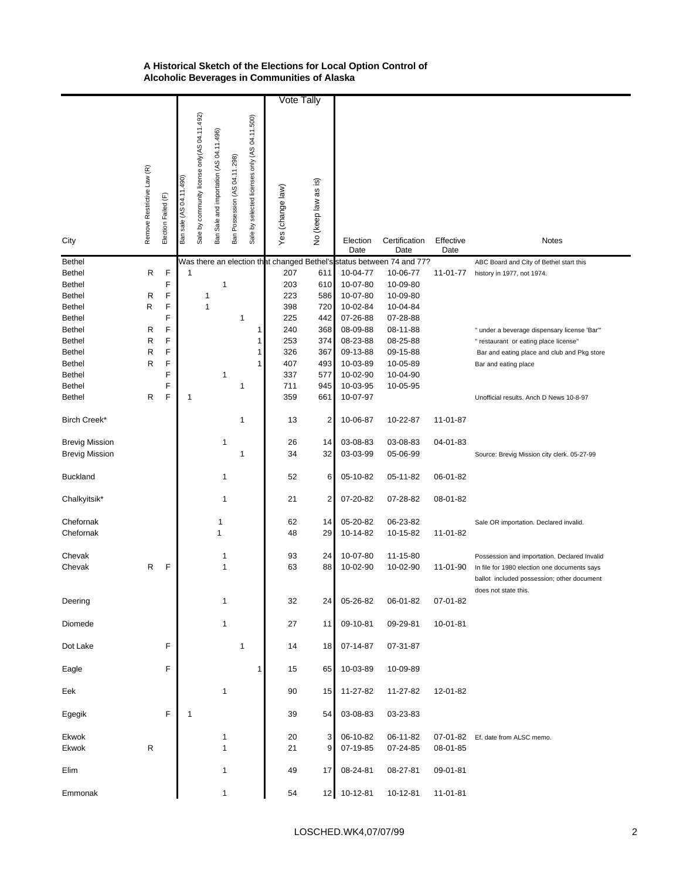**A Historical Sketch of the Elections for Local Option Control of Alcoholic Beverages in Communities of Alaska**

| City | Remove Restrictive Law (R) | Election Failed (F) | Ban sale (AS 04.11.490) | Sale by community license only(AS 04.11.492) | Ban Sale and importation (AS 04.11.496) | Ban Possession (AS 04.11.298) | Sale by selected licensees only (AS 04.11.500) | Vote Tally: Yes (change law) | Vote Tally: No (keep law as is) | Election Date | Certification Date | Effective Date | Notes |
|---|---|---|---|---|---|---|---|---|---|---|---|---|---|
| Bethel | | | Was there an election that changed Bethel's status between 74 and 77? | | | | | | | | | | ABC Board and City of Bethel start this |
| Bethel | R | F | 1 | | | | | 207 | 611 | 10-04-77 | 10-06-77 | 11-01-77 | history in 1977, not 1974. |
| Bethel | | F | | | 1 | | | 203 | 610 | 10-07-80 | 10-09-80 | | |
| Bethel | R | F | | 1 | | | | 223 | 586 | 10-07-80 | 10-09-80 | | |
| Bethel | R | F | | 1 | | | | 398 | 720 | 10-02-84 | 10-04-84 | | |
| Bethel | | F | | | | 1 | | 225 | 442 | 07-26-88 | 07-28-88 | | |
| Bethel | R | F | | | | | 1 | 240 | 368 | 08-09-88 | 08-11-88 | | " under a beverage dispensary license 'Bar'" |
| Bethel | R | F | | | | | 1 | 253 | 374 | 08-23-88 | 08-25-88 | | " restaurant or eating place license" |
| Bethel | R | F | | | | | 1 | 326 | 367 | 09-13-88 | 09-15-88 | | Bar and eating place and club and Pkg store |
| Bethel | R | F | | | | | 1 | 407 | 493 | 10-03-89 | 10-05-89 | | Bar and eating place |
| Bethel | | F | | | 1 | | | 337 | 577 | 10-02-90 | 10-04-90 | | |
| Bethel | | F | | | | 1 | | 711 | 945 | 10-03-95 | 10-05-95 | | |
| Bethel | R | F | 1 | | | | | 359 | 661 | 10-07-97 | | | Unofficial results. Anch D News 10-8-97 |
| Birch Creek* | | | | | | 1 | | 13 | 2 | 10-06-87 | 10-22-87 | 11-01-87 | |
| Brevig Mission | | | | | 1 | | | 26 | 14 | 03-08-83 | 03-08-83 | 04-01-83 | |
| Brevig Mission | | | | | | 1 | | 34 | 32 | 03-03-99 | 05-06-99 | | Source: Brevig Mission city clerk. 05-27-99 |
| Buckland | | | | | 1 | | | 52 | 6 | 05-10-82 | 05-11-82 | 06-01-82 | |
| Chalkyitsik* | | | | | 1 | | | 21 | 2 | 07-20-82 | 07-28-82 | 08-01-82 | |
| Chefornak | | | | | 1 | | | 62 | 14 | 05-20-82 | 06-23-82 | | Sale OR importation. Declared invalid. |
| Chefornak | | | | | 1 | | | 48 | 29 | 10-14-82 | 10-15-82 | 11-01-82 | |
| Chevak | | | | | 1 | | | 93 | 24 | 10-07-80 | 11-15-80 | | Possession and importation. Declared Invalid |
| Chevak | R | F | | | 1 | | | 63 | 88 | 10-02-90 | 10-02-90 | 11-01-90 | In file for 1980 election one documents says ballot included possession; other document does not state this. |
| Deering | | | | | 1 | | | 32 | 24 | 05-26-82 | 06-01-82 | 07-01-82 | |
| Diomede | | | | | 1 | | | 27 | 11 | 09-10-81 | 09-29-81 | 10-01-81 | |
| Dot Lake | | F | | | | 1 | | 14 | 18 | 07-14-87 | 07-31-87 | | |
| Eagle | | F | | | | | 1 | 15 | 65 | 10-03-89 | 10-09-89 | | |
| Eek | | | | | 1 | | | 90 | 15 | 11-27-82 | 11-27-82 | 12-01-82 | |
| Egegik | | F | 1 | | | | | 39 | 54 | 03-08-83 | 03-23-83 | | |
| Ekwok | | | | | 1 | | | 20 | 3 | 06-10-82 | 06-11-82 | 07-01-82 | Ef. date from ALSC memo. |
| Ekwok | R | | | | 1 | | | 21 | 9 | 07-19-85 | 07-24-85 | 08-01-85 | |
| Elim | | | | | 1 | | | 49 | 17 | 08-24-81 | 08-27-81 | 09-01-81 | |
| Emmonak | | | | | 1 | | | 54 | 12 | 10-12-81 | 10-12-81 | 11-01-81 | |

LOSCHED.WK4,07/07/99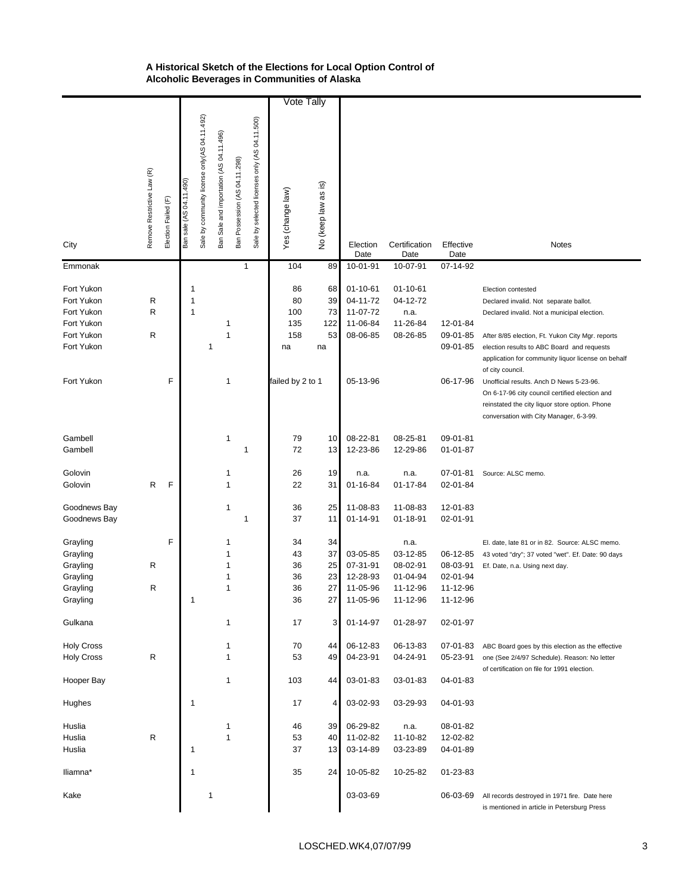**A Historical Sketch of the Elections for Local Option Control of Alcoholic Beverages in Communities of Alaska**

| City | Remove Restrictive Law (R) | Election Failed (F) | Ban sale (AS 04.11.490) | Sale by community license only(AS 04.11.492) | Ban Sale and importation (AS 04.11.496) | Ban Possession (AS 04.11.298) | Sale by selected licenses only (AS 04.11.500) | Vote Tally Yes (change law) | Vote Tally No (keep law as is) | Election Date | Certification Date | Effective Date | Notes |
|---|---|---|---|---|---|---|---|---|---|---|---|---|---|
| Emmonak | | | | | | | 1 | 104 | 89 | 10-01-91 | 10-07-91 | 07-14-92 | |
| Fort Yukon | | | 1 | | | | | 86 | 68 | 01-10-61 | 01-10-61 | | Election contested |
| Fort Yukon | R | | 1 | | | | | 80 | 39 | 04-11-72 | 04-12-72 | | Declared invalid. Not separate ballot. |
| Fort Yukon | R | | 1 | | | | | 100 | 73 | 11-07-72 | n.a. | | Declared invalid. Not a municipal election. |
| Fort Yukon | | | | | 1 | | | 135 | 122 | 11-06-84 | 11-26-84 | 12-01-84 | |
| Fort Yukon | R | | | | 1 | | | 158 | 53 | 08-06-85 | 08-26-85 | 09-01-85 | After 8/85 election, Ft. Yukon City Mgr. reports |
| Fort Yukon | | | | 1 | | | | na | na | | | 09-01-85 | election results to ABC Board and requests application for community liquor license on behalf of city council. |
| Fort Yukon | | F | | | 1 | | | failed by 2 to 1 | | 05-13-96 | | 06-17-96 | Unofficial results. Anch D News 5-23-96. On 6-17-96 city council certified election and reinstated the city liquor store option. Phone conversation with City Manager, 6-3-99. |
| Gambell | | | | | 1 | | | 79 | 10 | 08-22-81 | 08-25-81 | 09-01-81 | |
| Gambell | | | | | | | 1 | 72 | 13 | 12-23-86 | 12-29-86 | 01-01-87 | |
| Golovin | | | | | 1 | | | 26 | 19 | n.a. | n.a. | 07-01-81 | Source: ALSC memo. |
| Golovin | R | F | | | 1 | | | 22 | 31 | 01-16-84 | 01-17-84 | 02-01-84 | |
| Goodnews Bay | | | | | 1 | | | 36 | 25 | 11-08-83 | 11-08-83 | 12-01-83 | |
| Goodnews Bay | | | | | | | 1 | 37 | 11 | 01-14-91 | 01-18-91 | 02-01-91 | |
| Grayling | | F | | | 1 | | | 34 | 34 | | n.a. | | El. date, late 81 or in 82. Source: ALSC memo. |
| Grayling | | | | | 1 | | | 43 | 37 | 03-05-85 | 03-12-85 | 06-12-85 | 43 voted "dry"; 37 voted "wet". Ef. Date: 90 days |
| Grayling | R | | | | 1 | | | 36 | 25 | 07-31-91 | 08-02-91 | 08-03-91 | Ef. Date, n.a. Using next day. |
| Grayling | | | | | 1 | | | 36 | 23 | 12-28-93 | 01-04-94 | 02-01-94 | |
| Grayling | R | | | | 1 | | | 36 | 27 | 11-05-96 | 11-12-96 | 11-12-96 | |
| Grayling | | | 1 | | | | | 36 | 27 | 11-05-96 | 11-12-96 | 11-12-96 | |
| Gulkana | | | | | 1 | | | 17 | 3 | 01-14-97 | 01-28-97 | 02-01-97 | |
| Holy Cross | | | | | 1 | | | 70 | 44 | 06-12-83 | 06-13-83 | 07-01-83 | ABC Board goes by this election as the effective |
| Holy Cross | R | | | | 1 | | | 53 | 49 | 04-23-91 | 04-24-91 | 05-23-91 | one (See 2/4/97 Schedule). Reason: No letter of certification on file for 1991 election. |
| Hooper Bay | | | | | 1 | | | 103 | 44 | 03-01-83 | 03-01-83 | 04-01-83 | |
| Hughes | | | 1 | | | | | 17 | 4 | 03-02-93 | 03-29-93 | 04-01-93 | |
| Huslia | | | | | 1 | | | 46 | 39 | 06-29-82 | n.a. | 08-01-82 | |
| Huslia | R | | | | 1 | | | 53 | 40 | 11-02-82 | 11-10-82 | 12-02-82 | |
| Huslia | | | 1 | | | | | 37 | 13 | 03-14-89 | 03-23-89 | 04-01-89 | |
| Iliamna* | | | 1 | | | | | 35 | 24 | 10-05-82 | 10-25-82 | 01-23-83 | |
| Kake | | | | 1 | | | | | | 03-03-69 | | 06-03-69 | All records destroyed in 1971 fire. Date here is mentioned in article in Petersburg Press |

LOSCHED.WK4,07/07/99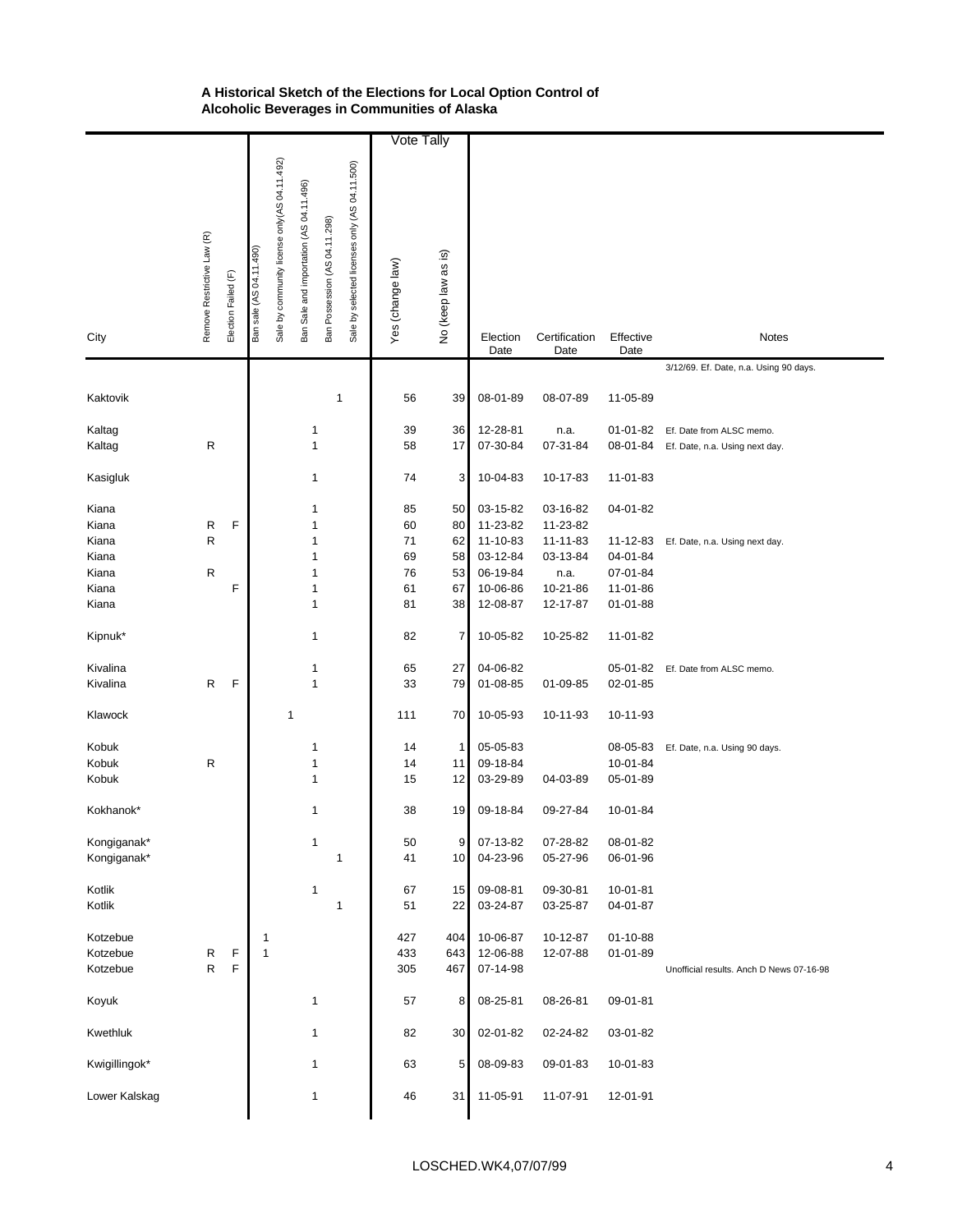# A Historical Sketch of the Elections for Local Option Control of Alcoholic Beverages in Communities of Alaska

| City | Remove Restrictive Law (R) | Election Failed (F) | Ban sale (AS 04.11.490) | Sale by community license only(AS 04.11.492) | Ban Sale and importation (AS 04.11.496) | Ban Possession (AS 04.11.298) | Sale by selected licenses only (AS 04.11.500) | Vote Tally: Yes (change law) | Vote Tally: No (keep law as is) | Election Date | Certification Date | Effective Date | Notes |
|---|---|---|---|---|---|---|---|---|---|---|---|---|---|
| | | | | | | | | | | | | | 3/12/69. Ef. Date, n.a. Using 90 days. |
| Kaktovik | | | | | | 1 | | 56 | 39 | 08-01-89 | 08-07-89 | 11-05-89 | |
| Kaltag | | | | | 1 | | | 39 | 36 | 12-28-81 | n.a. | 01-01-82 | Ef. Date from ALSC memo. |
| Kaltag | R | | | | 1 | | | 58 | 17 | 07-30-84 | 07-31-84 | 08-01-84 | Ef. Date, n.a. Using next day. |
| Kasigluk | | | | | 1 | | | 74 | 3 | 10-04-83 | 10-17-83 | 11-01-83 | |
| Kiana | | | | | 1 | | | 85 | 50 | 03-15-82 | 03-16-82 | 04-01-82 | |
| Kiana | R | F | | | 1 | | | 60 | 80 | 11-23-82 | 11-23-82 | | |
| Kiana | R | | | | 1 | | | 71 | 62 | 11-10-83 | 11-11-83 | 11-12-83 | Ef. Date, n.a. Using next day. |
| Kiana | | | | | 1 | | | 69 | 58 | 03-12-84 | 03-13-84 | 04-01-84 | |
| Kiana | R | | | | 1 | | | 76 | 53 | 06-19-84 | n.a. | 07-01-84 | |
| Kiana | | F | | | 1 | | | 61 | 67 | 10-06-86 | 10-21-86 | 11-01-86 | |
| Kiana | | | | | 1 | | | 81 | 38 | 12-08-87 | 12-17-87 | 01-01-88 | |
| Kipnuk* | | | | | 1 | | | 82 | 7 | 10-05-82 | 10-25-82 | 11-01-82 | |
| Kivalina | | | | | 1 | | | 65 | 27 | 04-06-82 | | 05-01-82 | Ef. Date from ALSC memo. |
| Kivalina | R | F | | | 1 | | | 33 | 79 | 01-08-85 | 01-09-85 | 02-01-85 | |
| Klawock | | | | 1 | | | | 111 | 70 | 10-05-93 | 10-11-93 | 10-11-93 | |
| Kobuk | | | | | 1 | | | 14 | 1 | 05-05-83 | | 08-05-83 | Ef. Date, n.a. Using 90 days. |
| Kobuk | R | | | | 1 | | | 14 | 11 | 09-18-84 | | 10-01-84 | |
| Kobuk | | | | | 1 | | | 15 | 12 | 03-29-89 | 04-03-89 | 05-01-89 | |
| Kokhanok* | | | | | 1 | | | 38 | 19 | 09-18-84 | 09-27-84 | 10-01-84 | |
| Kongiganak* | | | | | 1 | | | 50 | 9 | 07-13-82 | 07-28-82 | 08-01-82 | |
| Kongiganak* | | | | | | 1 | | 41 | 10 | 04-23-96 | 05-27-96 | 06-01-96 | |
| Kotlik | | | | | 1 | | | 67 | 15 | 09-08-81 | 09-30-81 | 10-01-81 | |
| Kotlik | | | | | | 1 | | 51 | 22 | 03-24-87 | 03-25-87 | 04-01-87 | |
| Kotzebue | | | 1 | | | | | 427 | 404 | 10-06-87 | 10-12-87 | 01-10-88 | |
| Kotzebue | R | F | 1 | | | | | 433 | 643 | 12-06-88 | 12-07-88 | 01-01-89 | |
| Kotzebue | R | F | | | | | | 305 | 467 | 07-14-98 | | | Unofficial results. Anch D News 07-16-98 |
| Koyuk | | | | | 1 | | | 57 | 8 | 08-25-81 | 08-26-81 | 09-01-81 | |
| Kwethluk | | | | | 1 | | | 82 | 30 | 02-01-82 | 02-24-82 | 03-01-82 | |
| Kwigillingok* | | | | | 1 | | | 63 | 5 | 08-09-83 | 09-01-83 | 10-01-83 | |
| Lower Kalskag | | | | | 1 | | | 46 | 31 | 11-05-91 | 11-07-91 | 12-01-91 | |

LOSCHED.WK4,07/07/99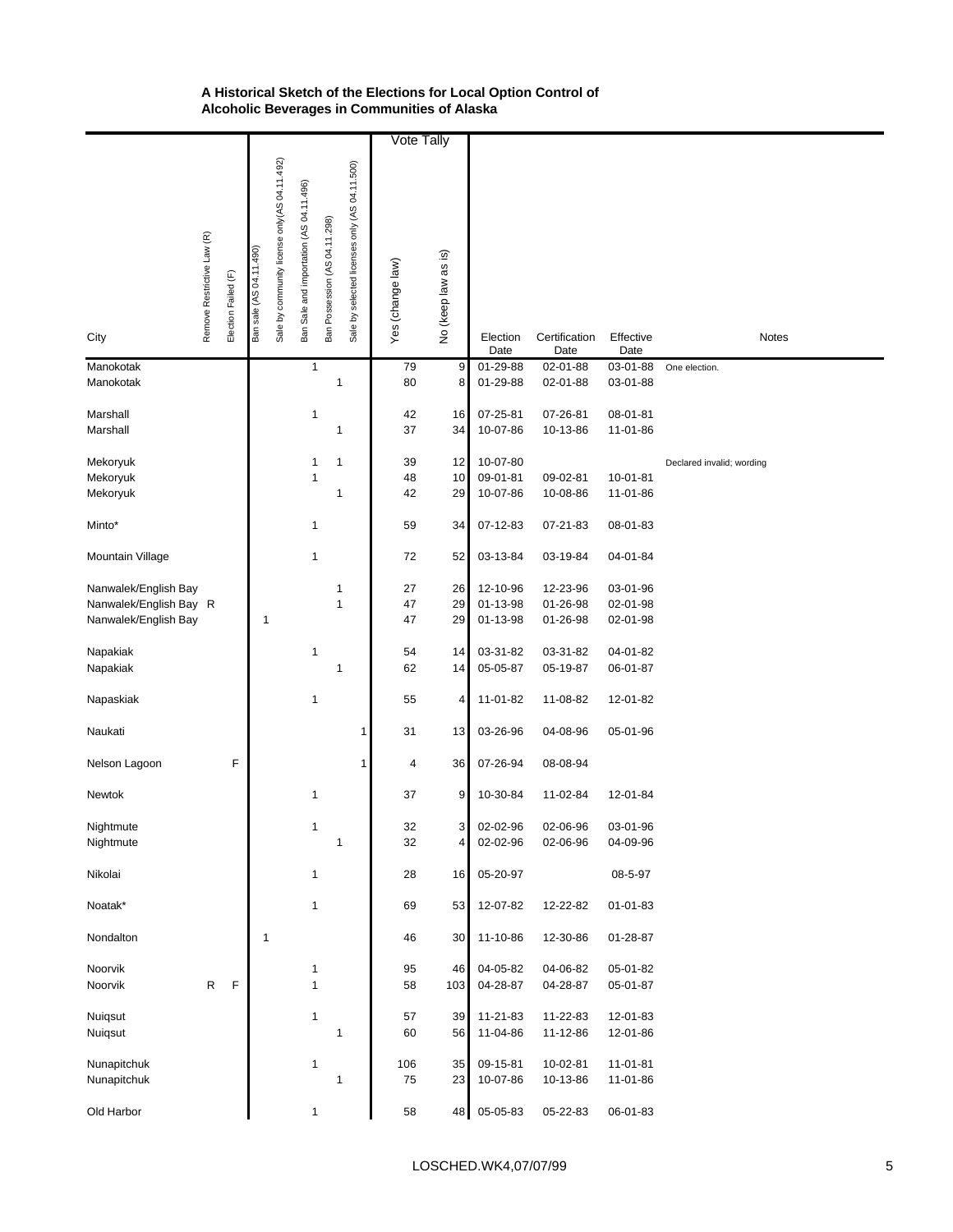## A Historical Sketch of the Elections for Local Option Control of Alcoholic Beverages in Communities of Alaska

| City | Remove Restrictive Law (R) | Election Failed (F) | Ban sale (AS 04.11.490) | Sale by community license only(AS 04.11.492) | Ban Sale and importation (AS 04.11.496) | Ban Possession (AS 04.11.298) | Sale by selected licenses only (AS 04.11.500) | Vote Tally: Yes (change law) | Vote Tally: No (keep law as is) | Election Date | Certification Date | Effective Date | Notes |
|---|---|---|---|---|---|---|---|---|---|---|---|---|---|
| Manokotak | | | | | 1 | | | 79 | 9 | 01-29-88 | 02-01-88 | 03-01-88 | One election. |
| Manokotak | | | | | | 1 | | 80 | 8 | 01-29-88 | 02-01-88 | 03-01-88 | |
| Marshall | | | | | 1 | | | 42 | 16 | 07-25-81 | 07-26-81 | 08-01-81 | |
| Marshall | | | | | | 1 | | 37 | 34 | 10-07-86 | 10-13-86 | 11-01-86 | |
| Mekoryuk | | | | | 1 | 1 | | 39 | 12 | 10-07-80 | | | Declared invalid; wording |
| Mekoryuk | | | | | 1 | | | 48 | 10 | 09-01-81 | 09-02-81 | 10-01-81 | |
| Mekoryuk | | | | | | 1 | | 42 | 29 | 10-07-86 | 10-08-86 | 11-01-86 | |
| Minto* | | | | | 1 | | | 59 | 34 | 07-12-83 | 07-21-83 | 08-01-83 | |
| Mountain Village | | | | | 1 | | | 72 | 52 | 03-13-84 | 03-19-84 | 04-01-84 | |
| Nanwalek/English Bay | | | | | | 1 | | 27 | 26 | 12-10-96 | 12-23-96 | 03-01-96 | |
| Nanwalek/English Bay | R | | | | | 1 | | 47 | 29 | 01-13-98 | 01-26-98 | 02-01-98 | |
| Nanwalek/English Bay | | | 1 | | | | | 47 | 29 | 01-13-98 | 01-26-98 | 02-01-98 | |
| Napakiak | | | | | 1 | | | 54 | 14 | 03-31-82 | 03-31-82 | 04-01-82 | |
| Napakiak | | | | | | 1 | | 62 | 14 | 05-05-87 | 05-19-87 | 06-01-87 | |
| Napaskiak | | | | | 1 | | | 55 | 4 | 11-01-82 | 11-08-82 | 12-01-82 | |
| Naukati | | | | | | | 1 | 31 | 13 | 03-26-96 | 04-08-96 | 05-01-96 | |
| Nelson Lagoon | | F | | | | | 1 | 4 | 36 | 07-26-94 | 08-08-94 | | |
| Newtok | | | | | 1 | | | 37 | 9 | 10-30-84 | 11-02-84 | 12-01-84 | |
| Nightmute | | | | | 1 | | | 32 | 3 | 02-02-96 | 02-06-96 | 03-01-96 | |
| Nightmute | | | | | | 1 | | 32 | 4 | 02-02-96 | 02-06-96 | 04-09-96 | |
| Nikolai | | | | | 1 | | | 28 | 16 | 05-20-97 | | 08-5-97 | |
| Noatak* | | | | | 1 | | | 69 | 53 | 12-07-82 | 12-22-82 | 01-01-83 | |
| Nondalton | | | 1 | | | | | 46 | 30 | 11-10-86 | 12-30-86 | 01-28-87 | |
| Noorvik | | | | | 1 | | | 95 | 46 | 04-05-82 | 04-06-82 | 05-01-82 | |
| Noorvik | R | F | | | 1 | | | 58 | 103 | 04-28-87 | 04-28-87 | 05-01-87 | |
| Nuiqsut | | | | | 1 | | | 57 | 39 | 11-21-83 | 11-22-83 | 12-01-83 | |
| Nuiqsut | | | | | | 1 | | 60 | 56 | 11-04-86 | 11-12-86 | 12-01-86 | |
| Nunapitchuk | | | | | 1 | | | 106 | 35 | 09-15-81 | 10-02-81 | 11-01-81 | |
| Nunapitchuk | | | | | | 1 | | 75 | 23 | 10-07-86 | 10-13-86 | 11-01-86 | |
| Old Harbor | | | | | 1 | | | 58 | 48 | 05-05-83 | 05-22-83 | 06-01-83 | |

LOSCHED.WK4,07/07/99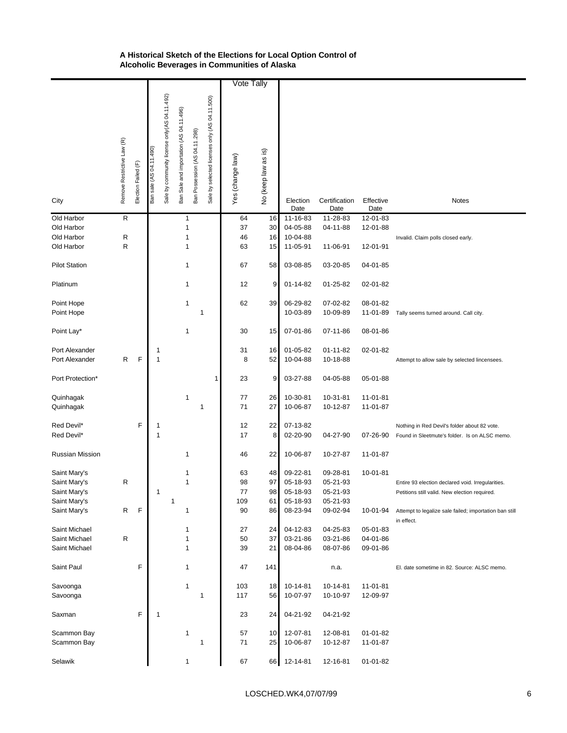**A Historical Sketch of the Elections for Local Option Control of Alcoholic Beverages in Communities of Alaska**

| City | Remove Restrictive Law (R) | Election Failed (F) | Ban sale (AS 04.11.490) | Sale by community license only(AS 04.11.492) | Ban Sale and importation (AS 04.11.496) | Ban Possession (AS 04.11.298) | Sale by selected licenses only (AS 04.11.500) | Vote Tally Yes (change law) | Vote Tally No (keep law as is) | Election Date | Certification Date | Effective Date | Notes |
|---|---|---|---|---|---|---|---|---|---|---|---|---|---|
| Old Harbor | R | | | | 1 | | | 64 | 16 | 11-16-83 | 11-28-83 | 12-01-83 | |
| Old Harbor | | | | | 1 | | | 37 | 30 | 04-05-88 | 04-11-88 | 12-01-88 | |
| Old Harbor | R | | | | 1 | | | 46 | 16 | 10-04-88 | | | Invalid. Claim polls closed early. |
| Old Harbor | R | | | | 1 | | | 63 | 15 | 11-05-91 | 11-06-91 | 12-01-91 | |
| Pilot Station | | | | | 1 | | | 67 | 58 | 03-08-85 | 03-20-85 | 04-01-85 | |
| Platinum | | | | | 1 | | | 12 | 9 | 01-14-82 | 01-25-82 | 02-01-82 | |
| Point Hope | | | | | 1 | | | 62 | 39 | 06-29-82 | 07-02-82 | 08-01-82 | |
| Point Hope | | | | | | 1 | | | | 10-03-89 | 10-09-89 | 11-01-89 | Tally seems turned around. Call city. |
| Point Lay* | | | | | 1 | | | 30 | 15 | 07-01-86 | 07-11-86 | 08-01-86 | |
| Port Alexander | | | 1 | | | | | 31 | 16 | 01-05-82 | 01-11-82 | 02-01-82 | |
| Port Alexander | R | F | 1 | | | | | 8 | 52 | 10-04-88 | 10-18-88 | | Attempt to allow sale by selected lincensees. |
| Port Protection* | | | | | | | 1 | 23 | 9 | 03-27-88 | 04-05-88 | 05-01-88 | |
| Quinhagak | | | | | 1 | | | 77 | 26 | 10-30-81 | 10-31-81 | 11-01-81 | |
| Quinhagak | | | | | | 1 | | 71 | 27 | 10-06-87 | 10-12-87 | 11-01-87 | |
| Red Devil* | | F | 1 | | | | | 12 | 22 | 07-13-82 | | | Nothing in Red Devil's folder about 82 vote. |
| Red Devil* | | | 1 | | | | | 17 | 8 | 02-20-90 | 04-27-90 | 07-26-90 | Found in Sleetmute's folder. Is on ALSC memo. |
| Russian Mission | | | | | 1 | | | 46 | 22 | 10-06-87 | 10-27-87 | 11-01-87 | |
| Saint Mary's | | | | | 1 | | | 63 | 48 | 09-22-81 | 09-28-81 | 10-01-81 | |
| Saint Mary's | R | | | | 1 | | | 98 | 97 | 05-18-93 | 05-21-93 | | Entire 93 election declared void. Irregularities. |
| Saint Mary's | | | 1 | | | | | 77 | 98 | 05-18-93 | 05-21-93 | | Petitions still valid. New election required. |
| Saint Mary's | | | | 1 | | | | 109 | 61 | 05-18-93 | 05-21-93 | | |
| Saint Mary's | R | F | | | 1 | | | 90 | 86 | 08-23-94 | 09-02-94 | 10-01-94 | Attempt to legalize sale failed; importation ban still in effect. |
| Saint Michael | | | | | 1 | | | 27 | 24 | 04-12-83 | 04-25-83 | 05-01-83 | |
| Saint Michael | R | | | | 1 | | | 50 | 37 | 03-21-86 | 03-21-86 | 04-01-86 | |
| Saint Michael | | | | | 1 | | | 39 | 21 | 08-04-86 | 08-07-86 | 09-01-86 | |
| Saint Paul | | F | | | 1 | | | 47 | 141 | | n.a. | | El. date sometime in 82. Source: ALSC memo. |
| Savoonga | | | | | 1 | | | 103 | 18 | 10-14-81 | 10-14-81 | 11-01-81 | |
| Savoonga | | | | | | 1 | | 117 | 56 | 10-07-97 | 10-10-97 | 12-09-97 | |
| Saxman | | F | 1 | | | | | 23 | 24 | 04-21-92 | 04-21-92 | | |
| Scammon Bay | | | | | 1 | | | 57 | 10 | 12-07-81 | 12-08-81 | 01-01-82 | |
| Scammon Bay | | | | | | 1 | | 71 | 25 | 10-06-87 | 10-12-87 | 11-01-87 | |
| Selawik | | | | | 1 | | | 67 | 66 | 12-14-81 | 12-16-81 | 01-01-82 | |

LOSCHED.WK4,07/07/99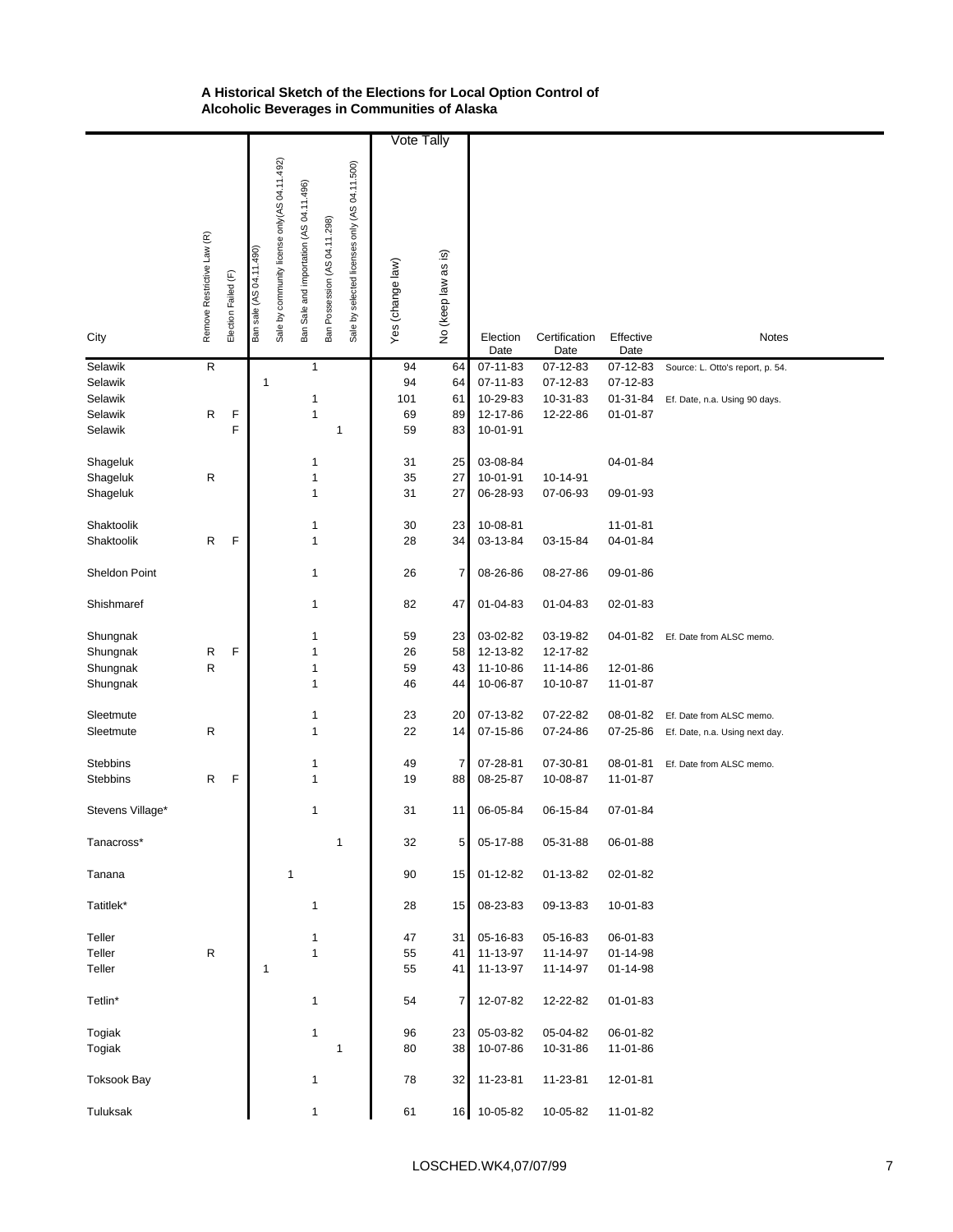**A Historical Sketch of the Elections for Local Option Control of Alcoholic Beverages in Communities of Alaska**

| City | Remove Restrictive Law (R) | Election Failed (F) | Ban sale (AS 04.11.490) | Sale by community license only (AS 04.11.492) | Ban Sale and importation (AS 04.11.496) | Ban Possession (AS 04.11.298) | Sale by selected licenses only (AS 04.11.500) | Vote Tally: Yes (change law) | Vote Tally: No (keep law as is) | Election Date | Certification Date | Effective Date | Notes |
|---|---|---|---|---|---|---|---|---|---|---|---|---|---|
| Selawik | R | | | | 1 | | | 94 | 64 | 07-11-83 | 07-12-83 | 07-12-83 | Source: L. Otto's report, p. 54. |
| Selawik | | | 1 | | | | | 94 | 64 | 07-11-83 | 07-12-83 | 07-12-83 | |
| Selawik | | | | | 1 | | | 101 | 61 | 10-29-83 | 10-31-83 | 01-31-84 | Ef. Date, n.a. Using 90 days. |
| Selawik | R | F | | | 1 | | | 69 | 89 | 12-17-86 | 12-22-86 | 01-01-87 | |
| Selawik | | F | | | | 1 | | 59 | 83 | 10-01-91 | | | |
| Shageluk | | | | | 1 | | | 31 | 25 | 03-08-84 | | 04-01-84 | |
| Shageluk | R | | | | 1 | | | 35 | 27 | 10-01-91 | 10-14-91 | | |
| Shageluk | | | | | 1 | | | 31 | 27 | 06-28-93 | 07-06-93 | 09-01-93 | |
| Shaktoolik | | | | | 1 | | | 30 | 23 | 10-08-81 | | 11-01-81 | |
| Shaktoolik | R | F | | | 1 | | | 28 | 34 | 03-13-84 | 03-15-84 | 04-01-84 | |
| Sheldon Point | | | | | 1 | | | 26 | 7 | 08-26-86 | 08-27-86 | 09-01-86 | |
| Shishmaref | | | | | 1 | | | 82 | 47 | 01-04-83 | 01-04-83 | 02-01-83 | |
| Shungnak | | | | | 1 | | | 59 | 23 | 03-02-82 | 03-19-82 | 04-01-82 | Ef. Date from ALSC memo. |
| Shungnak | R | F | | | 1 | | | 26 | 58 | 12-13-82 | 12-17-82 | | |
| Shungnak | R | | | | 1 | | | 59 | 43 | 11-10-86 | 11-14-86 | 12-01-86 | |
| Shungnak | | | | | 1 | | | 46 | 44 | 10-06-87 | 10-10-87 | 11-01-87 | |
| Sleetmute | | | | | 1 | | | 23 | 20 | 07-13-82 | 07-22-82 | 08-01-82 | Ef. Date from ALSC memo. |
| Sleetmute | R | | | | 1 | | | 22 | 14 | 07-15-86 | 07-24-86 | 07-25-86 | Ef. Date, n.a. Using next day. |
| Stebbins | | | | | 1 | | | 49 | 7 | 07-28-81 | 07-30-81 | 08-01-81 | Ef. Date from ALSC memo. |
| Stebbins | R | F | | | 1 | | | 19 | 88 | 08-25-87 | 10-08-87 | 11-01-87 | |
| Stevens Village* | | | | | 1 | | | 31 | 11 | 06-05-84 | 06-15-84 | 07-01-84 | |
| Tanacross* | | | | | | 1 | | 32 | 5 | 05-17-88 | 05-31-88 | 06-01-88 | |
| Tanana | | | | 1 | | | | 90 | 15 | 01-12-82 | 01-13-82 | 02-01-82 | |
| Tatitlek* | | | | | 1 | | | 28 | 15 | 08-23-83 | 09-13-83 | 10-01-83 | |
| Teller | | | | | 1 | | | 47 | 31 | 05-16-83 | 05-16-83 | 06-01-83 | |
| Teller | R | | | | 1 | | | 55 | 41 | 11-13-97 | 11-14-97 | 01-14-98 | |
| Teller | | | 1 | | | | | 55 | 41 | 11-13-97 | 11-14-97 | 01-14-98 | |
| Tetlin* | | | | | 1 | | | 54 | 7 | 12-07-82 | 12-22-82 | 01-01-83 | |
| Togiak | | | | | 1 | | | 96 | 23 | 05-03-82 | 05-04-82 | 06-01-82 | |
| Togiak | | | | | | 1 | | 80 | 38 | 10-07-86 | 10-31-86 | 11-01-86 | |
| Toksook Bay | | | | | 1 | | | 78 | 32 | 11-23-81 | 11-23-81 | 12-01-81 | |
| Tuluksak | | | | | 1 | | | 61 | 16 | 10-05-82 | 10-05-82 | 11-01-82 | |

LOSCHED.WK4,07/07/99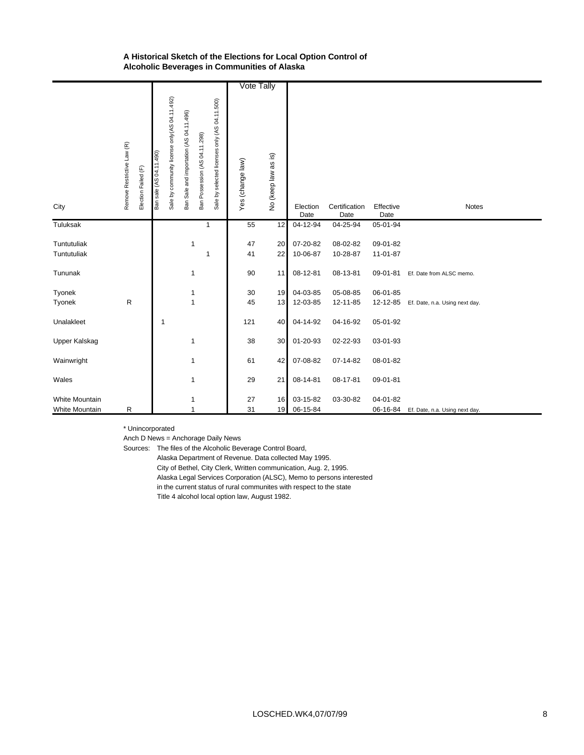**A Historical Sketch of the Elections for Local Option Control of Alcoholic Beverages in Communities of Alaska**

| City | Remove Restrictive Law (R) | Election Failed (F) | Ban sale (AS 04.11.490) | Sale by community license only(AS 04.11.492) | Ban Sale and importation (AS 04.11.496) | Ban Possession (AS 04.11.298) | Sale by selected licenses only (AS 04.11.500) | Vote Tally: Yes (change law) | Vote Tally: No (keep law as is) | Election Date | Certification Date | Effective Date | Notes |
|---|---|---|---|---|---|---|---|---|---|---|---|---|---|
| Tuluksak | | | | | | 1 | | 55 | 12 | 04-12-94 | 04-25-94 | 05-01-94 | |
| Tuntutuliak | | | | | 1 | | | 47 | 20 | 07-20-82 | 08-02-82 | 09-01-82 | |
| Tuntutuliak | | | | | | 1 | | 41 | 22 | 10-06-87 | 10-28-87 | 11-01-87 | |
| Tununak | | | | | 1 | | | 90 | 11 | 08-12-81 | 08-13-81 | 09-01-81 | Ef. Date from ALSC memo. |
| Tyonek | | | | | 1 | | | 30 | 19 | 04-03-85 | 05-08-85 | 06-01-85 | |
| Tyonek | R | | | | 1 | | | 45 | 13 | 12-03-85 | 12-11-85 | 12-12-85 | Ef. Date, n.a. Using next day. |
| Unalakleet | | | 1 | | | | | 121 | 40 | 04-14-92 | 04-16-92 | 05-01-92 | |
| Upper Kalskag | | | | | 1 | | | 38 | 30 | 01-20-93 | 02-22-93 | 03-01-93 | |
| Wainwright | | | | | 1 | | | 61 | 42 | 07-08-82 | 07-14-82 | 08-01-82 | |
| Wales | | | | | 1 | | | 29 | 21 | 08-14-81 | 08-17-81 | 09-01-81 | |
| White Mountain | | | | | 1 | | | 27 | 16 | 03-15-82 | 03-30-82 | 04-01-82 | |
| White Mountain | R | | | | 1 | | | 31 | 19 | 06-15-84 | | 06-16-84 | Ef. Date, n.a. Using next day. |

\* Unincorporated

Anch D News = Anchorage Daily News

Sources: The files of the Alcoholic Beverage Control Board,
Alaska Department of Revenue. Data collected May 1995.
City of Bethel, City Clerk, Written communication, Aug. 2, 1995.
Alaska Legal Services Corporation (ALSC), Memo to persons interested
in the current status of rural communites with respect to the state
Title 4 alcohol local option law, August 1982.

LOSCHED.WK4,07/07/99